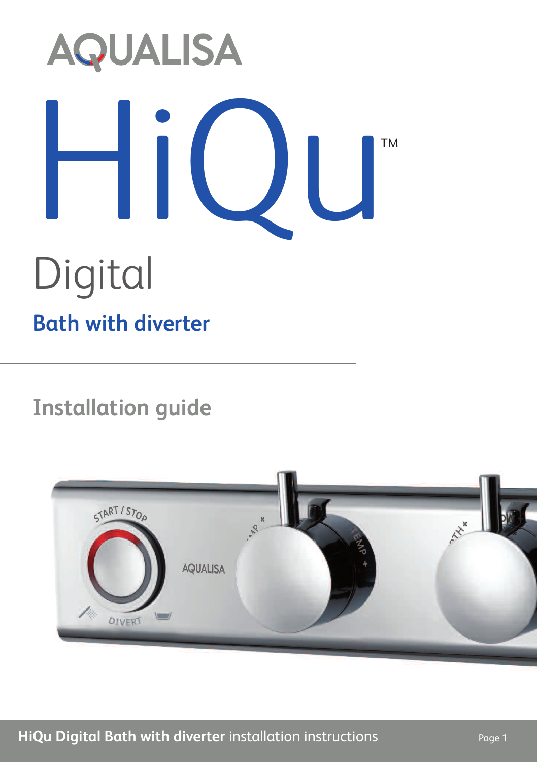AQUALISA

# HiQu™

## Digital

### Bath with diverter

## Installation guide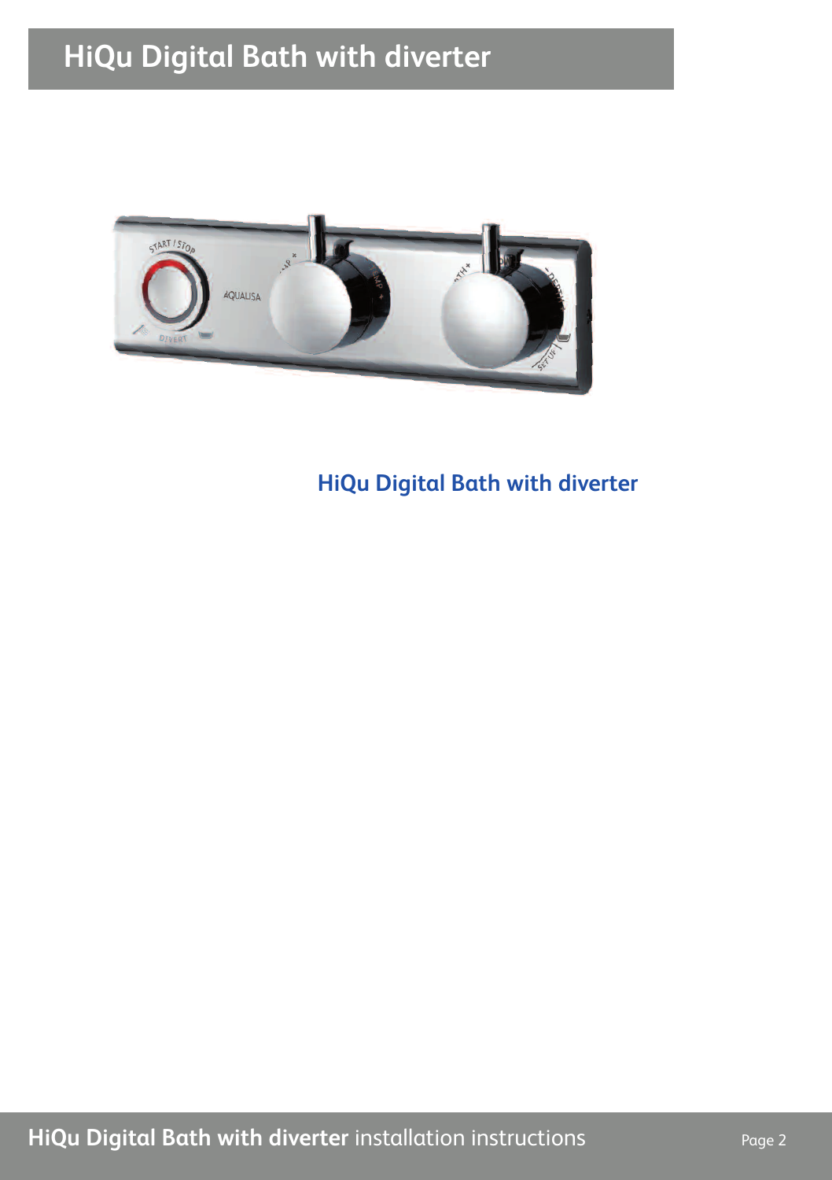# HiQu Digital Bath with diverter

**HiQu Digital Bath with diverter**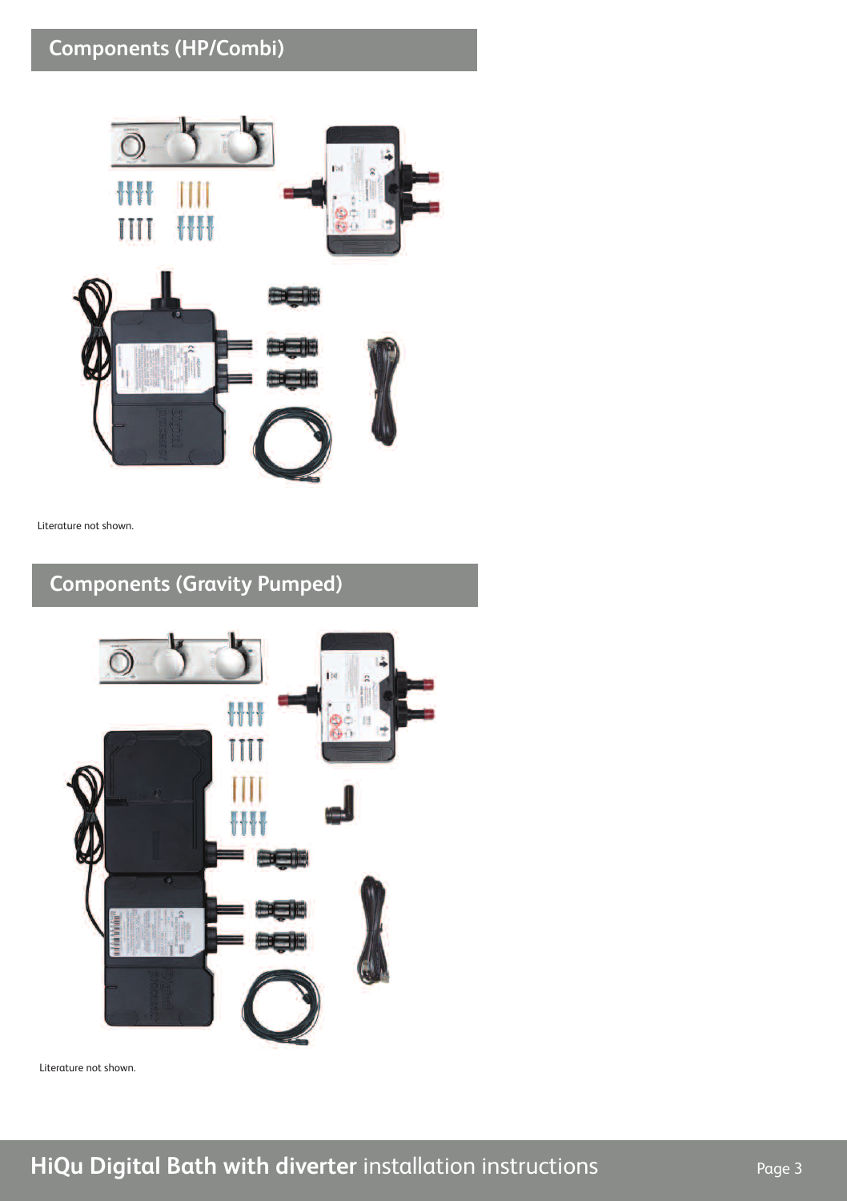## Components (HP/Combi)

Literature not shown.

## Components (Gravity Pumped)

Literature not shown.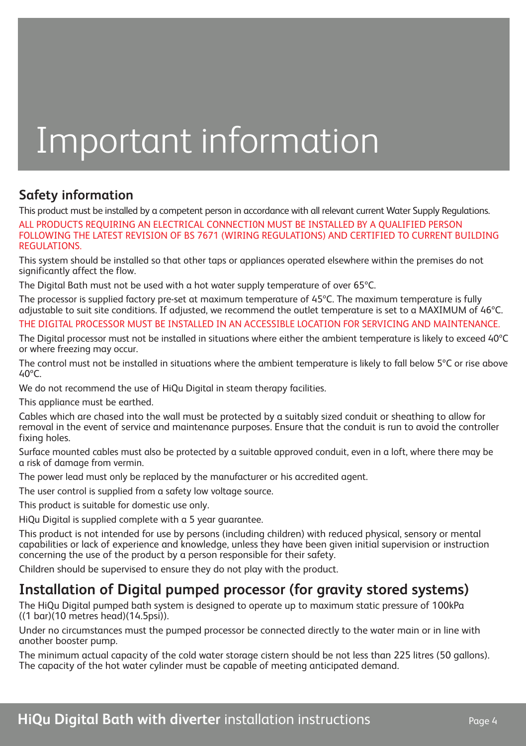# Important information

## Safety information

This product must be installed by a competent person in accordance with all relevant current Water Supply Regulations.

ALL PRODUCTS REQUIRING AN ELECTRICAL CONNECTI0N MUST BE INSTALLED BY A QUALIFIED PERSON FOLLOWING THE LATEST REVISION OF BS 7671 (WIRING REGULATIONS) AND CERTIFIED TO CURRENT BUILDING REGULATIONS.

This system should be installed so that other taps or appliances operated elsewhere within the premises do not significantly affect the flow.

The Digital Bath must not be used with a hot water supply temperature of over 65°C.

The processor is supplied factory pre-set at maximum temperature of 45°C. The maximum temperature is fully adjustable to suit site conditions. If adjusted, we recommend the outlet temperature is set to a MAXIMUM of 46°C.

THE DIGITAL PROCESSOR MUST BE INSTALLED IN AN ACCESSIBLE LOCATION FOR SERVICING AND MAINTENANCE.

The Digital processor must not be installed in situations where either the ambient temperature is likely to exceed 40°C or where freezing may occur.

The control must not be installed in situations where the ambient temperature is likely to fall below 5°C or rise above 40°C.

We do not recommend the use of HiQu Digital in steam therapy facilities.

This appliance must be earthed.

Cables which are chased into the wall must be protected by a suitably sized conduit or sheathing to allow for removal in the event of service and maintenance purposes. Ensure that the conduit is run to avoid the controller fixing holes.

Surface mounted cables must also be protected by a suitable approved conduit, even in a loft, where there may be a risk of damage from vermin.

The power lead must only be replaced by the manufacturer or his accredited agent.

The user control is supplied from a safety low voltage source.

This product is suitable for domestic use only.

HiQu Digital is supplied complete with a 5 year guarantee.

This product is not intended for use by persons (including children) with reduced physical, sensory or mental capabilities or lack of experience and knowledge, unless they have been given initial supervision or instruction concerning the use of the product by a person responsible for their safety.

Children should be supervised to ensure they do not play with the product.

## Installation of Digital pumped processor (for gravity stored systems)

The HiQu Digital pumped bath system is designed to operate up to maximum static pressure of 100kPa ((1 bar)(10 metres head)(14.5psi)).

Under no circumstances must the pumped processor be connected directly to the water main or in line with another booster pump.

The minimum actual capacity of the cold water storage cistern should be not less than 225 litres (50 gallons). The capacity of the hot water cylinder must be capable of meeting anticipated demand.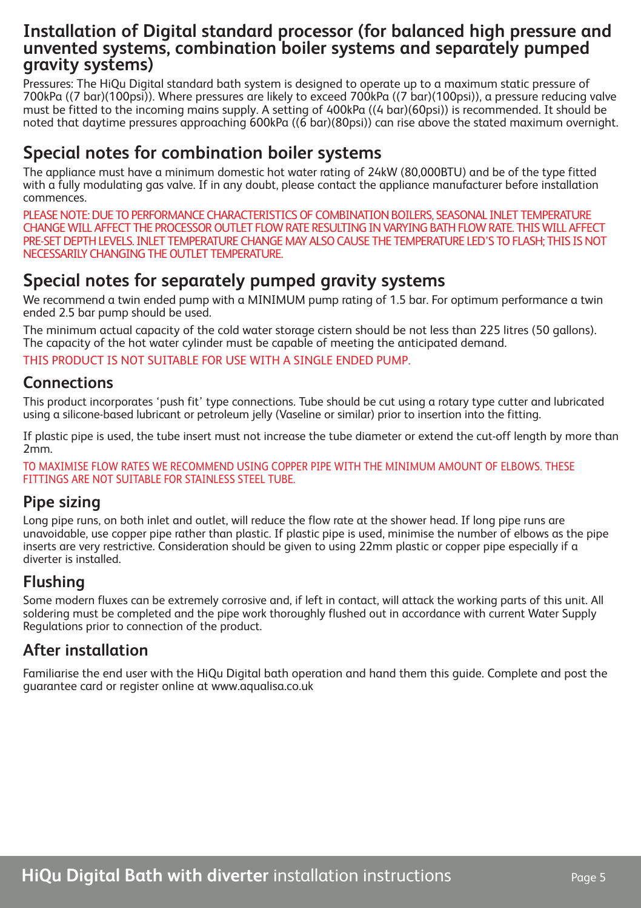## Installation of Digital standard processor (for balanced high pressure and unvented systems, combination boiler systems and separately pumped gravity systems)

Pressures: The HiQu Digital standard bath system is designed to operate up to a maximum static pressure of 700kPa ((7 bar)(100psi)). Where pressures are likely to exceed 700kPa ((7 bar)(100psi)), a pressure reducing valve must be fitted to the incoming mains supply. A setting of 400kPa ((4 bar)(60psi)) is recommended. It should be noted that daytime pressures approaching 600kPa ((6 bar)(80psi)) can rise above the stated maximum overnight.

## Special notes for combination boiler systems

The appliance must have a minimum domestic hot water rating of 24kW (80,000BTU) and be of the type fitted with a fully modulating gas valve. If in any doubt, please contact the appliance manufacturer before installation commences.

PLEASE NOTE: DUE TO PERFORMANCE CHARACTERISTICS OF COMBINATION BOILERS, SEASONAL INLET TEMPERATURE CHANGE WILL AFFECT THE PROCESSOR OUTLET FLOW RATE RESULTING IN VARYING BATH FLOW RATE. THIS WILL AFFECT PRE-SET DEPTH LEVELS. INLET TEMPERATURE CHANGE MAY ALSO CAUSE THE TEMPERATURE LED'S TO FLASH; THIS IS NOT NECESSARILY CHANGING THE OUTLET TEMPERATURE.

## Special notes for separately pumped gravity systems

We recommend a twin ended pump with a MINIMUM pump rating of 1.5 bar. For optimum performance a twin ended 2.5 bar pump should be used.

The minimum actual capacity of the cold water storage cistern should be not less than 225 litres (50 gallons). The capacity of the hot water cylinder must be capable of meeting the anticipated demand.

THIS PRODUCT IS NOT SUITABLE FOR USE WITH A SINGLE ENDED PUMP.

### Connections

This product incorporates 'push fit' type connections. Tube should be cut using a rotary type cutter and lubricated using a silicone-based lubricant or petroleum jelly (Vaseline or similar) prior to insertion into the fitting.

If plastic pipe is used, the tube insert must not increase the tube diameter or extend the cut-off length by more than 2mm.

TO MAXIMISE FLOW RATES WE RECOMMEND USING COPPER PIPE WITH THE MINIMUM AMOUNT OF ELBOWS. THESE FITTINGS ARE NOT SUITABLE FOR STAINLESS STEEL TUBE.

### Pipe sizing

Long pipe runs, on both inlet and outlet, will reduce the flow rate at the shower head. If long pipe runs are unavoidable, use copper pipe rather than plastic. If plastic pipe is used, minimise the number of elbows as the pipe inserts are very restrictive. Consideration should be given to using 22mm plastic or copper pipe especially if a diverter is installed.

### Flushing

Some modern fluxes can be extremely corrosive and, if left in contact, will attack the working parts of this unit. All soldering must be completed and the pipe work thoroughly flushed out in accordance with current Water Supply Regulations prior to connection of the product.

### After installation

Familiarise the end user with the HiQu Digital bath operation and hand them this guide. Complete and post the guarantee card or register online at www.aqualisa.co.uk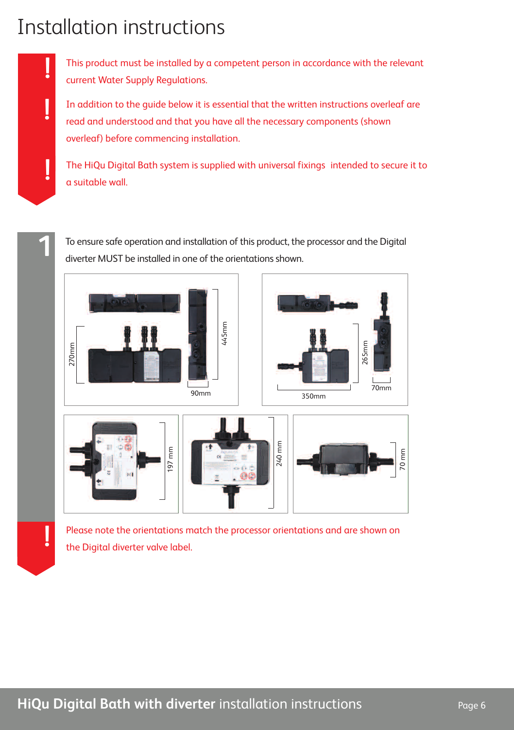# Installation instructions

! This product must be installed by a competent person in accordance with the relevant current Water Supply Regulations.

! In addition to the guide below it is essential that the written instructions overleaf are read and understood and that you have all the necessary components (shown overleaf) before commencing installation.

! The HiQu Digital Bath system is supplied with universal fixings intended to secure it to a suitable wall.

**1** To ensure safe operation and installation of this product, the processor and the Digital diverter MUST be installed in one of the orientations shown.

270mm 445mm 90mm

265mm 350mm 70mm

197 mm

240 mm

70 mm

! Please note the orientations match the processor orientations and are shown on the Digital diverter valve label.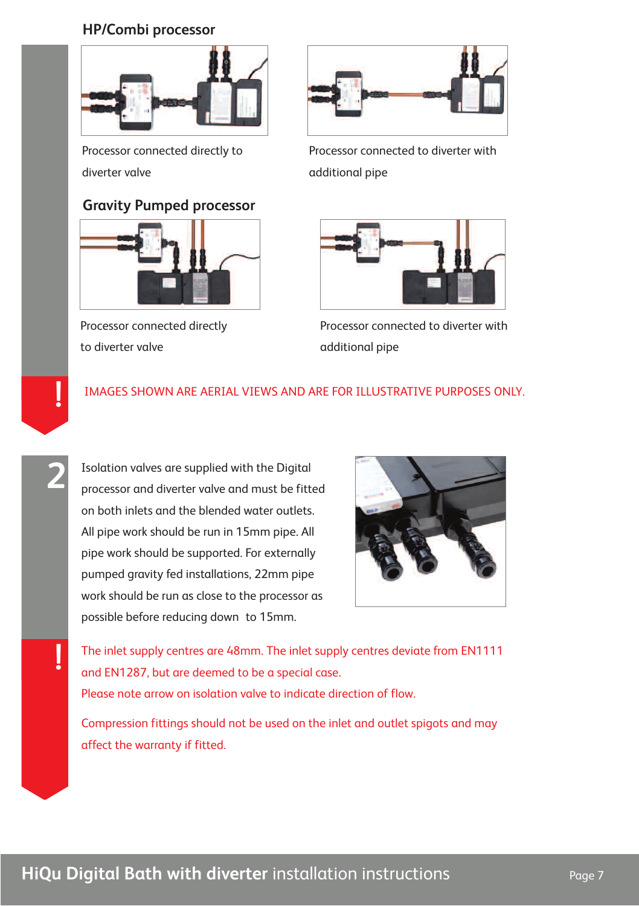## HP/Combi processor

Processor connected directly to diverter valve

Processor connected to diverter with additional pipe

## Gravity Pumped processor

Processor connected directly to diverter valve

Processor connected to diverter with additional pipe

!

IMAGES SHOWN ARE AERIAL VIEWS AND ARE FOR ILLUSTRATIVE PURPOSES ONLY.

**2**

Isolation valves are supplied with the Digital processor and diverter valve and must be fitted on both inlets and the blended water outlets. All pipe work should be run in 15mm pipe. All pipe work should be supported. For externally pumped gravity fed installations, 22mm pipe work should be run as close to the processor as possible before reducing down to 15mm.

!

The inlet supply centres are 48mm. The inlet supply centres deviate from EN1111 and EN1287, but are deemed to be a special case.
Please note arrow on isolation valve to indicate direction of flow.

Compression fittings should not be used on the inlet and outlet spigots and may affect the warranty if fitted.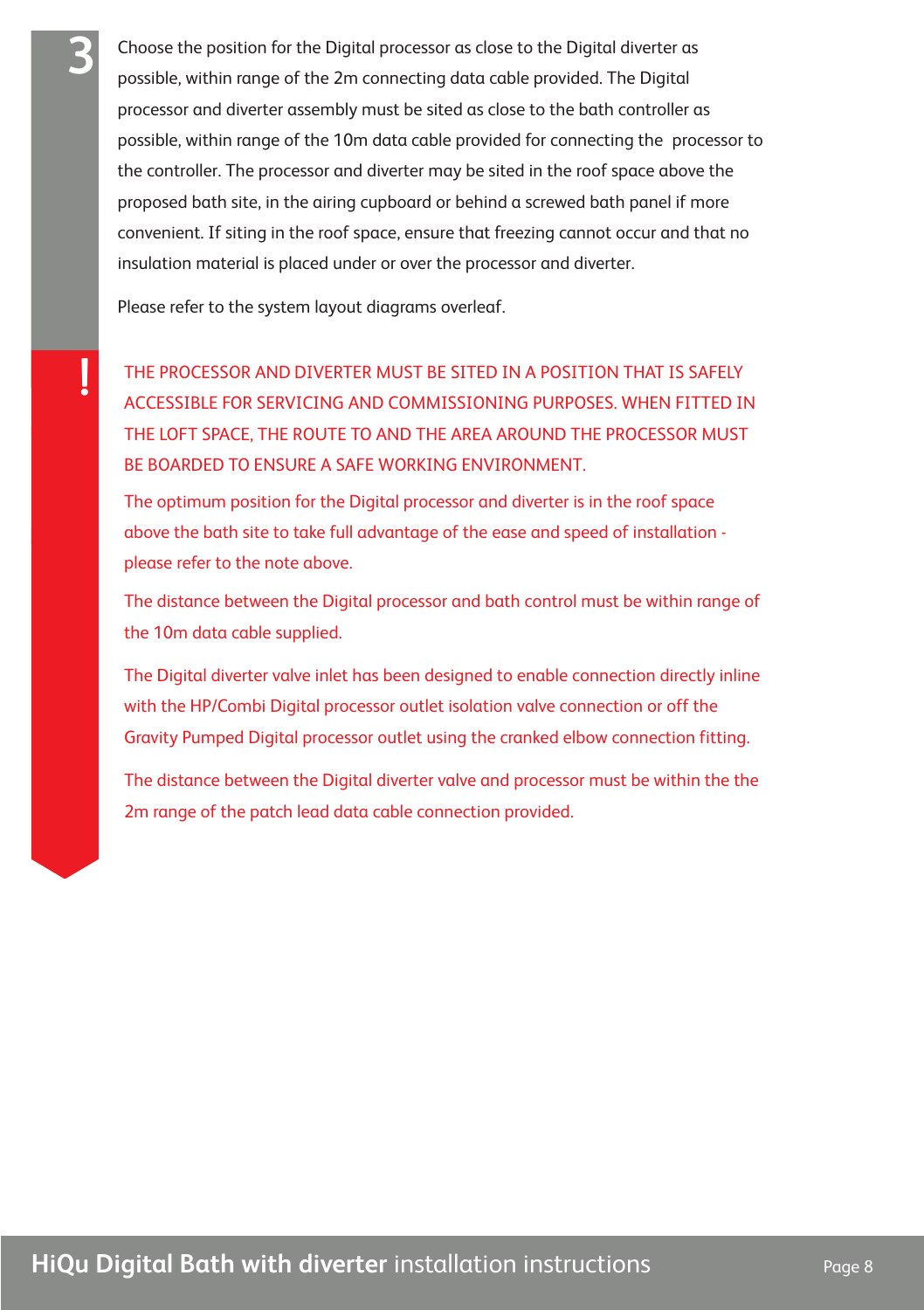**3**

Choose the position for the Digital processor as close to the Digital diverter as possible, within range of the 2m connecting data cable provided. The Digital processor and diverter assembly must be sited as close to the bath controller as possible, within range of the 10m data cable provided for connecting the processor to the controller. The processor and diverter may be sited in the roof space above the proposed bath site, in the airing cupboard or behind a screwed bath panel if more convenient. If siting in the roof space, ensure that freezing cannot occur and that no insulation material is placed under or over the processor and diverter.

Please refer to the system layout diagrams overleaf.

**!**

THE PROCESSOR AND DIVERTER MUST BE SITED IN A POSITION THAT IS SAFELY ACCESSIBLE FOR SERVICING AND COMMISSIONING PURPOSES. WHEN FITTED IN THE LOFT SPACE, THE ROUTE TO AND THE AREA AROUND THE PROCESSOR MUST BE BOARDED TO ENSURE A SAFE WORKING ENVIRONMENT.

The optimum position for the Digital processor and diverter is in the roof space above the bath site to take full advantage of the ease and speed of installation - please refer to the note above.

The distance between the Digital processor and bath control must be within range of the 10m data cable supplied.

The Digital diverter valve inlet has been designed to enable connection directly inline with the HP/Combi Digital processor outlet isolation valve connection or off the Gravity Pumped Digital processor outlet using the cranked elbow connection fitting.

The distance between the Digital diverter valve and processor must be within the the 2m range of the patch lead data cable connection provided.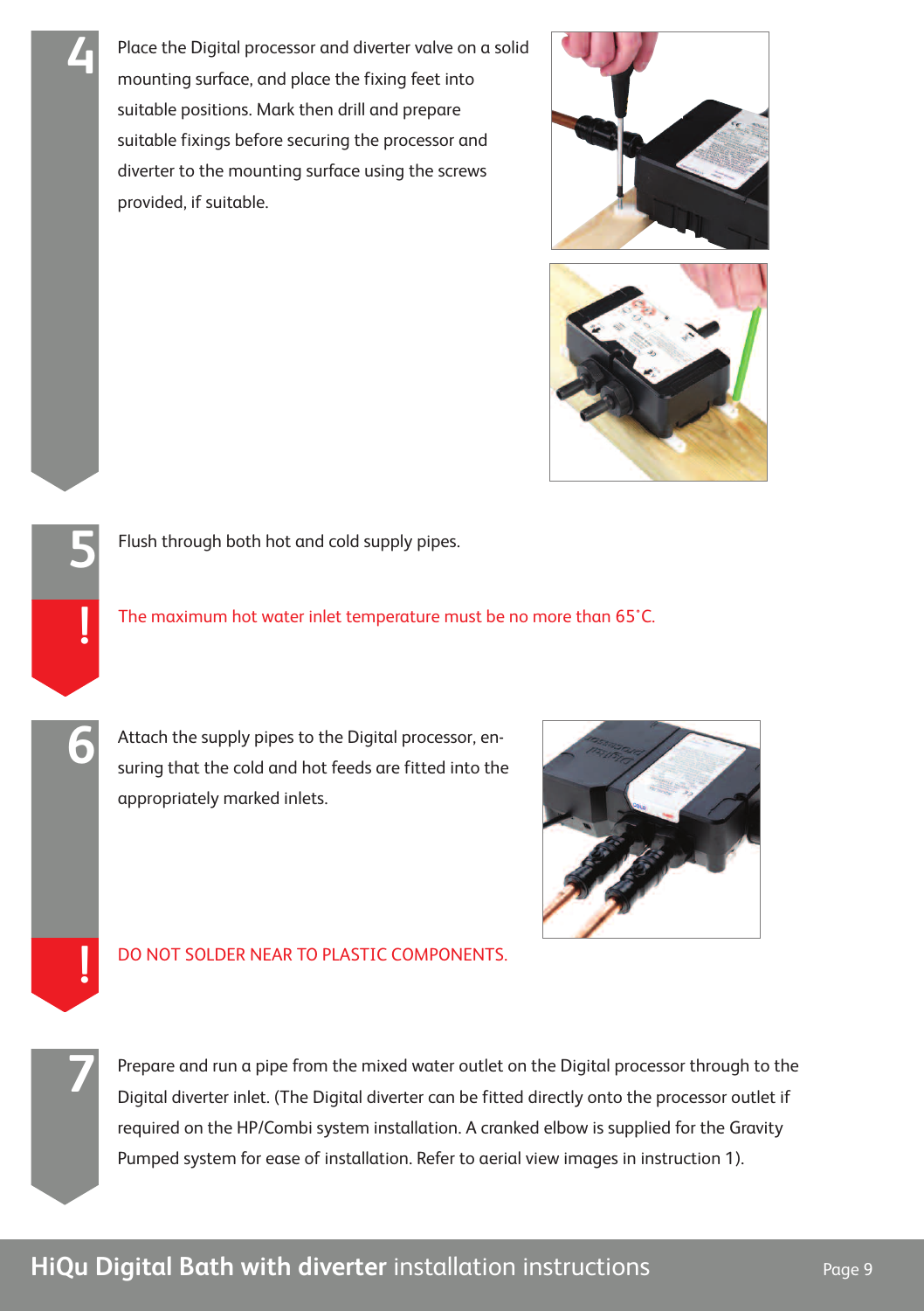**4**

Place the Digital processor and diverter valve on a solid mounting surface, and place the fixing feet into suitable positions. Mark then drill and prepare suitable fixings before securing the processor and diverter to the mounting surface using the screws provided, if suitable.

**5**

Flush through both hot and cold supply pipes.

**!** The maximum hot water inlet temperature must be no more than 65˚C.

**6**

Attach the supply pipes to the Digital processor, ensuring that the cold and hot feeds are fitted into the appropriately marked inlets.

**!** DO NOT SOLDER NEAR TO PLASTIC COMPONENTS.

**7**

Prepare and run a pipe from the mixed water outlet on the Digital processor through to the Digital diverter inlet. (The Digital diverter can be fitted directly onto the processor outlet if required on the HP/Combi system installation. A cranked elbow is supplied for the Gravity Pumped system for ease of installation. Refer to aerial view images in instruction 1).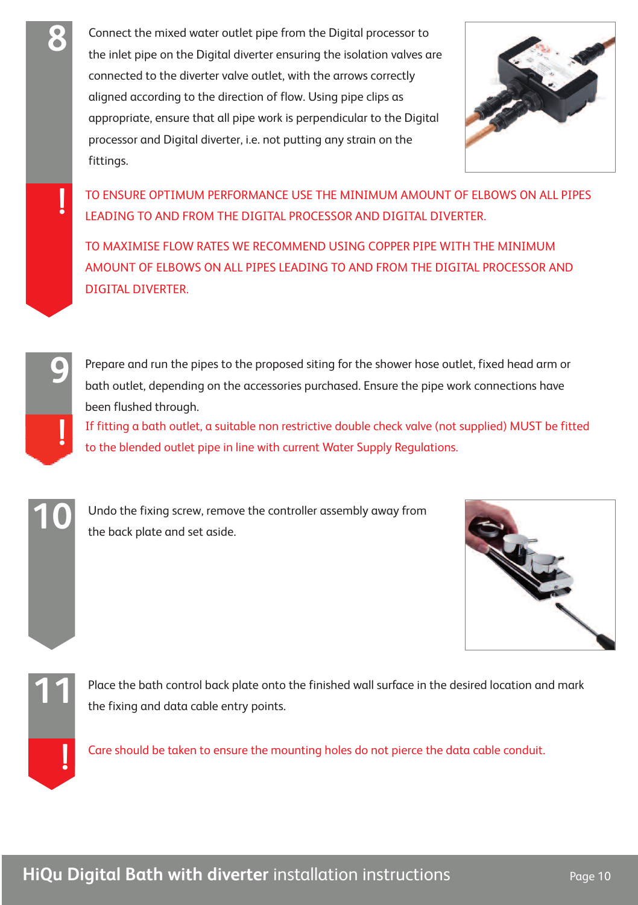**8**

Connect the mixed water outlet pipe from the Digital processor to the inlet pipe on the Digital diverter ensuring the isolation valves are connected to the diverter valve outlet, with the arrows correctly aligned according to the direction of flow. Using pipe clips as appropriate, ensure that all pipe work is perpendicular to the Digital processor and Digital diverter, i.e. not putting any strain on the fittings.

**!**

TO ENSURE OPTIMUM PERFORMANCE USE THE MINIMUM AMOUNT OF ELBOWS ON ALL PIPES LEADING TO AND FROM THE DIGITAL PROCESSOR AND DIGITAL DIVERTER.

TO MAXIMISE FLOW RATES WE RECOMMEND USING COPPER PIPE WITH THE MINIMUM AMOUNT OF ELBOWS ON ALL PIPES LEADING TO AND FROM THE DIGITAL PROCESSOR AND DIGITAL DIVERTER.

**9**

Prepare and run the pipes to the proposed siting for the shower hose outlet, fixed head arm or bath outlet, depending on the accessories purchased. Ensure the pipe work connections have been flushed through.

**!**

If fitting a bath outlet, a suitable non restrictive double check valve (not supplied) MUST be fitted to the blended outlet pipe in line with current Water Supply Regulations.

**10**

Undo the fixing screw, remove the controller assembly away from the back plate and set aside.

**11**

Place the bath control back plate onto the finished wall surface in the desired location and mark the fixing and data cable entry points.

**!**

Care should be taken to ensure the mounting holes do not pierce the data cable conduit.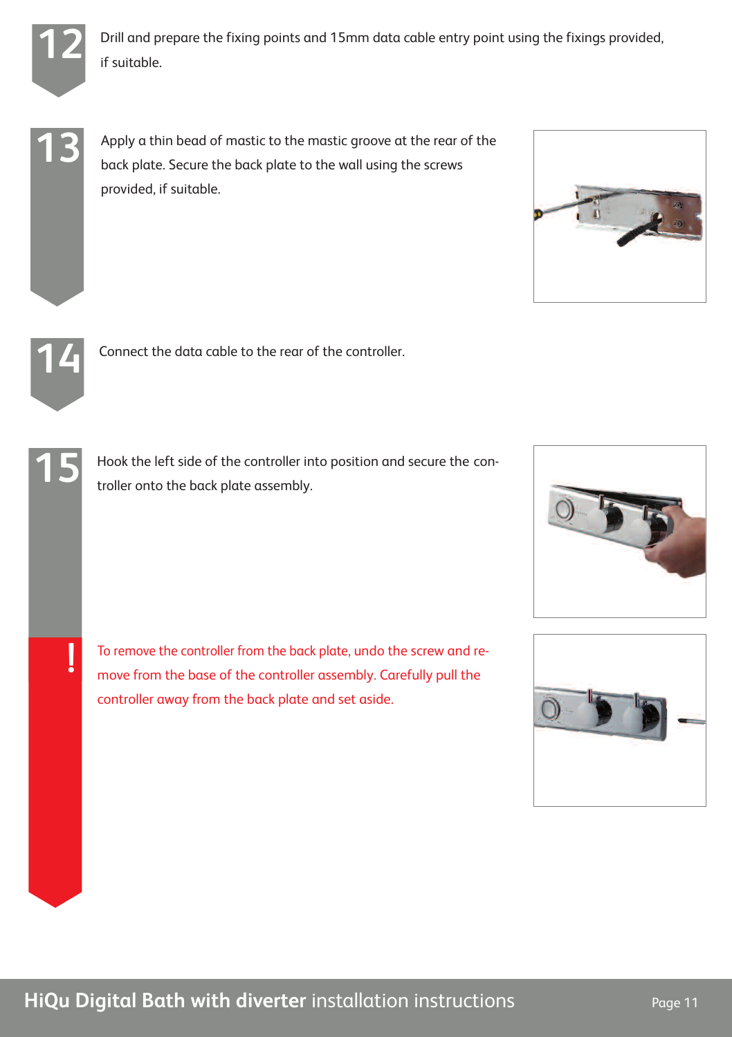**12** Drill and prepare the fixing points and 15mm data cable entry point using the fixings provided, if suitable.

**13** Apply a thin bead of mastic to the mastic groove at the rear of the back plate. Secure the back plate to the wall using the screws provided, if suitable.

**14** Connect the data cable to the rear of the controller.

**15** Hook the left side of the controller into position and secure the controller onto the back plate assembly.

**!** To remove the controller from the back plate, undo the screw and remove from the base of the controller assembly. Carefully pull the controller away from the back plate and set aside.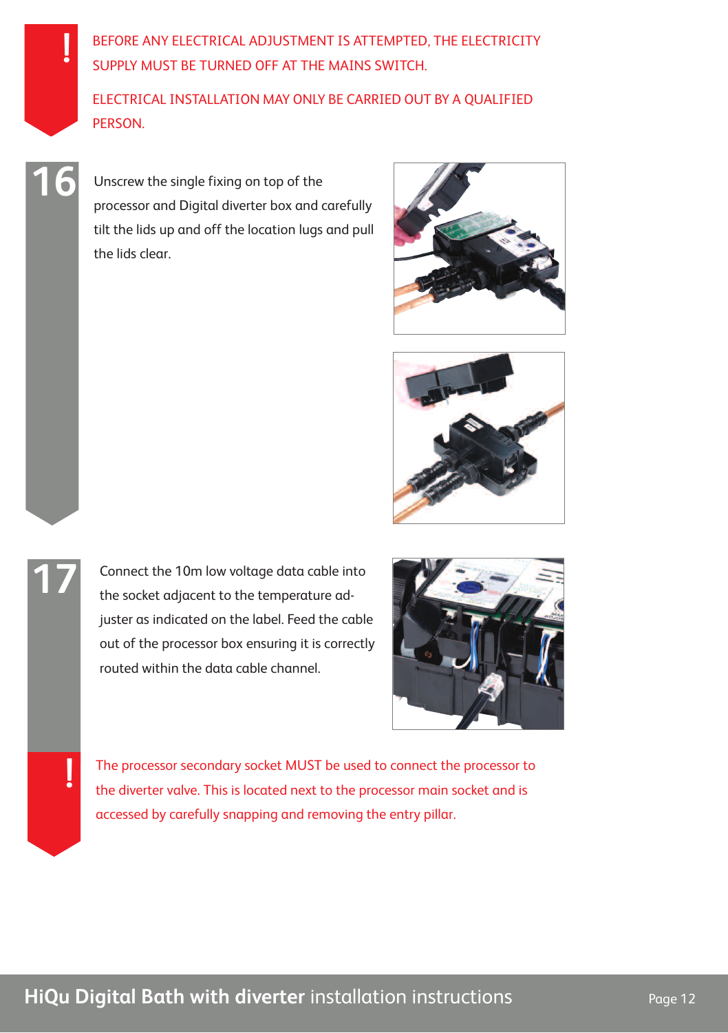**!** BEFORE ANY ELECTRICAL ADJUSTMENT IS ATTEMPTED, THE ELECTRICITY SUPPLY MUST BE TURNED OFF AT THE MAINS SWITCH.

ELECTRICAL INSTALLATION MAY ONLY BE CARRIED OUT BY A QUALIFIED PERSON.

**16** Unscrew the single fixing on top of the processor and Digital diverter box and carefully tilt the lids up and off the location lugs and pull the lids clear.

**17** Connect the 10m low voltage data cable into the socket adjacent to the temperature adjuster as indicated on the label. Feed the cable out of the processor box ensuring it is correctly routed within the data cable channel.

**!** The processor secondary socket MUST be used to connect the processor to the diverter valve. This is located next to the processor main socket and is accessed by carefully snapping and removing the entry pillar.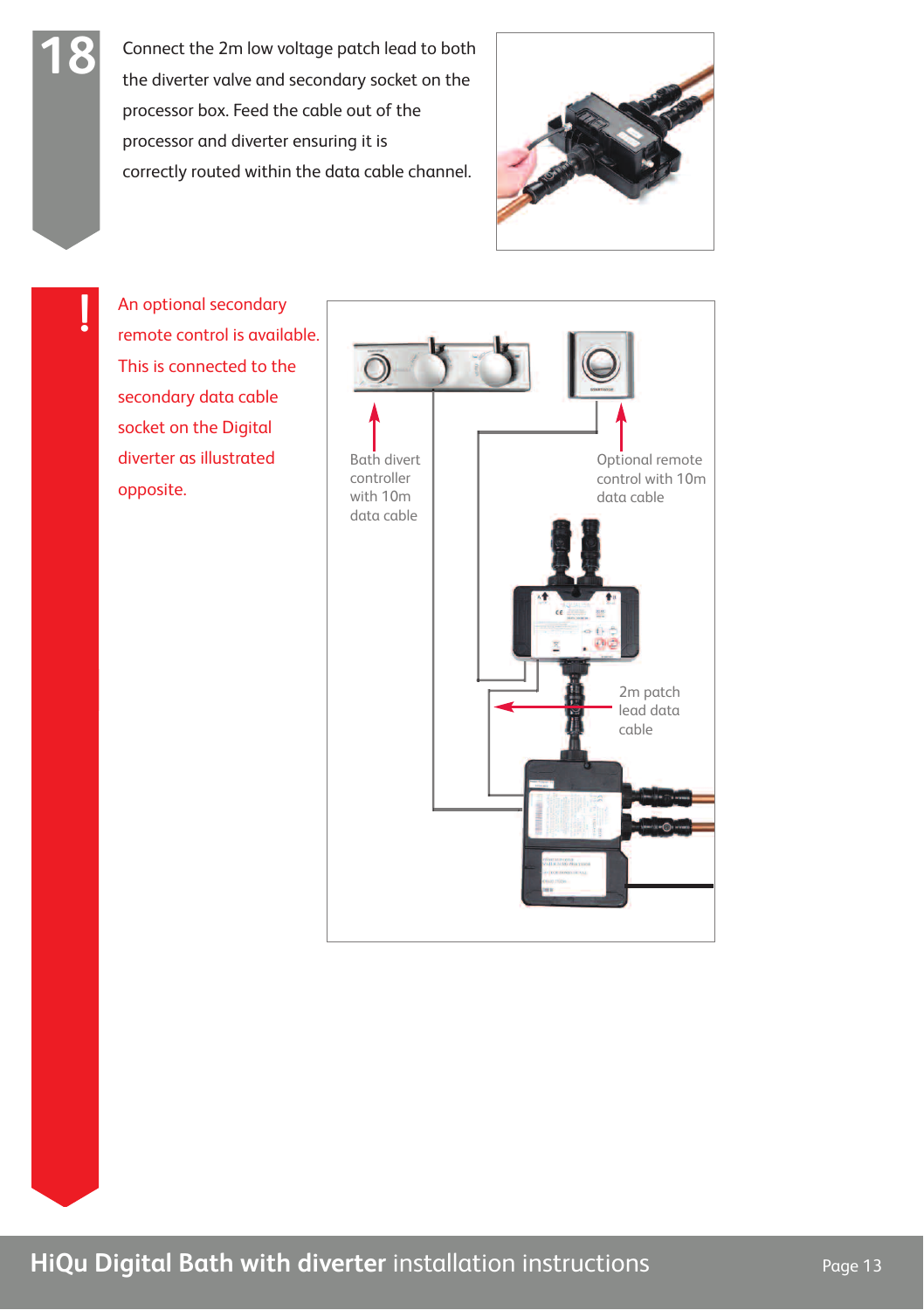## 18

Connect the 2m low voltage patch lead to both the diverter valve and secondary socket on the processor box. Feed the cable out of the processor and diverter ensuring it is correctly routed within the data cable channel.

**!**

An optional secondary remote control is available. This is connected to the secondary data cable socket on the Digital diverter as illustrated opposite.

Bath divert controller with 10m data cable

Optional remote control with 10m data cable

2m patch lead data cable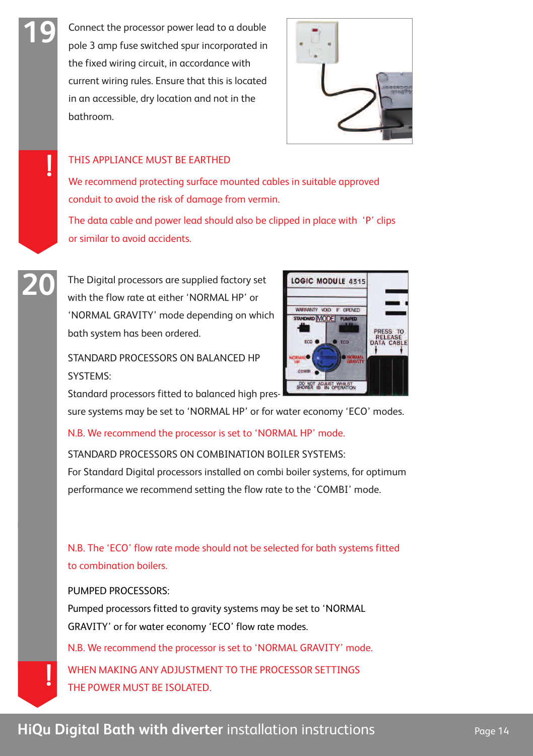## 19

Connect the processor power lead to a double pole 3 amp fuse switched spur incorporated in the fixed wiring circuit, in accordance with current wiring rules. Ensure that this is located in an accessible, dry location and not in the bathroom.

**!**

THIS APPLIANCE MUST BE EARTHED

We recommend protecting surface mounted cables in suitable approved conduit to avoid the risk of damage from vermin.

The data cable and power lead should also be clipped in place with 'P' clips or similar to avoid accidents.

## 20

The Digital processors are supplied factory set with the flow rate at either 'NORMAL HP' or 'NORMAL GRAVITY' mode depending on which bath system has been ordered.

STANDARD PROCESSORS ON BALANCED HP SYSTEMS:

Standard processors fitted to balanced high pressure systems may be set to 'NORMAL HP' or for water economy 'ECO' modes.

N.B. We recommend the processor is set to 'NORMAL HP' mode.

STANDARD PROCESSORS ON COMBINATION BOILER SYSTEMS:

For Standard Digital processors installed on combi boiler systems, for optimum performance we recommend setting the flow rate to the 'COMBI' mode.

N.B. The 'ECO' flow rate mode should not be selected for bath systems fitted to combination boilers.

PUMPED PROCESSORS:

Pumped processors fitted to gravity systems may be set to 'NORMAL GRAVITY' or for water economy 'ECO' flow rate modes.

N.B. We recommend the processor is set to 'NORMAL GRAVITY' mode.

**!**

WHEN MAKING ANY ADJUSTMENT TO THE PROCESSOR SETTINGS THE POWER MUST BE ISOLATED.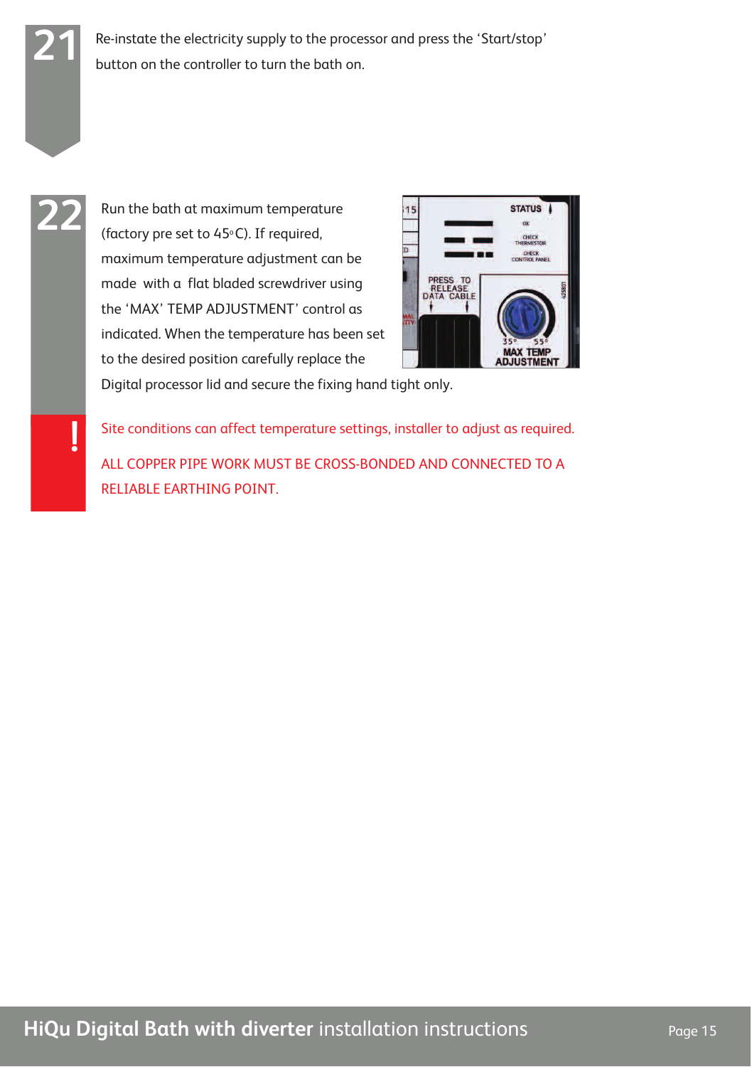**21** Re-instate the electricity supply to the processor and press the 'Start/stop' button on the controller to turn the bath on.

**22** Run the bath at maximum temperature (factory pre set to 45°C). If required, maximum temperature adjustment can be made with a flat bladed screwdriver using the 'MAX' TEMP ADJUSTMENT' control as indicated. When the temperature has been set to the desired position carefully replace the Digital processor lid and secure the fixing hand tight only.

**!** Site conditions can affect temperature settings, installer to adjust as required.

ALL COPPER PIPE WORK MUST BE CROSS-BONDED AND CONNECTED TO A RELIABLE EARTHING POINT.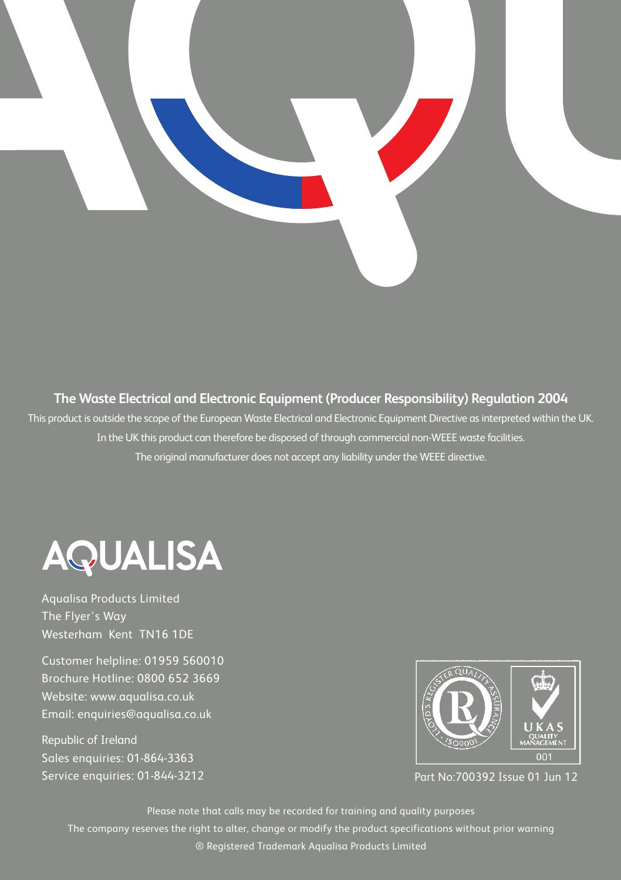**The Waste Electrical and Electronic Equipment (Producer Responsibility) Regulation 2004**

This product is outside the scope of the European Waste Electrical and Electronic Equipment Directive as interpreted within the UK.
In the UK this product can therefore be disposed of through commercial non-WEEE waste facilities.
The original manufacturer does not accept any liability under the WEEE directive.

AQUALISA

Aqualisa Products Limited
The Flyer's Way
Westerham Kent TN16 1DE

Customer helpline: 01959 560010
Brochure Hotline: 0800 652 3669
Website: www.aqualisa.co.uk
Email: enquiries@aqualisa.co.uk

Republic of Ireland
Sales enquiries: 01-864-3363
Service enquiries: 01-844-3212

LLOYD'S REGISTER QUALITY ASSURANCE ISO9001
UKAS QUALITY MANAGEMENT 001

Part No:700392 Issue 01 Jun 12

Please note that calls may be recorded for training and quality purposes
The company reserves the right to alter, change or modify the product specifications without prior warning
® Registered Trademark Aqualisa Products Limited